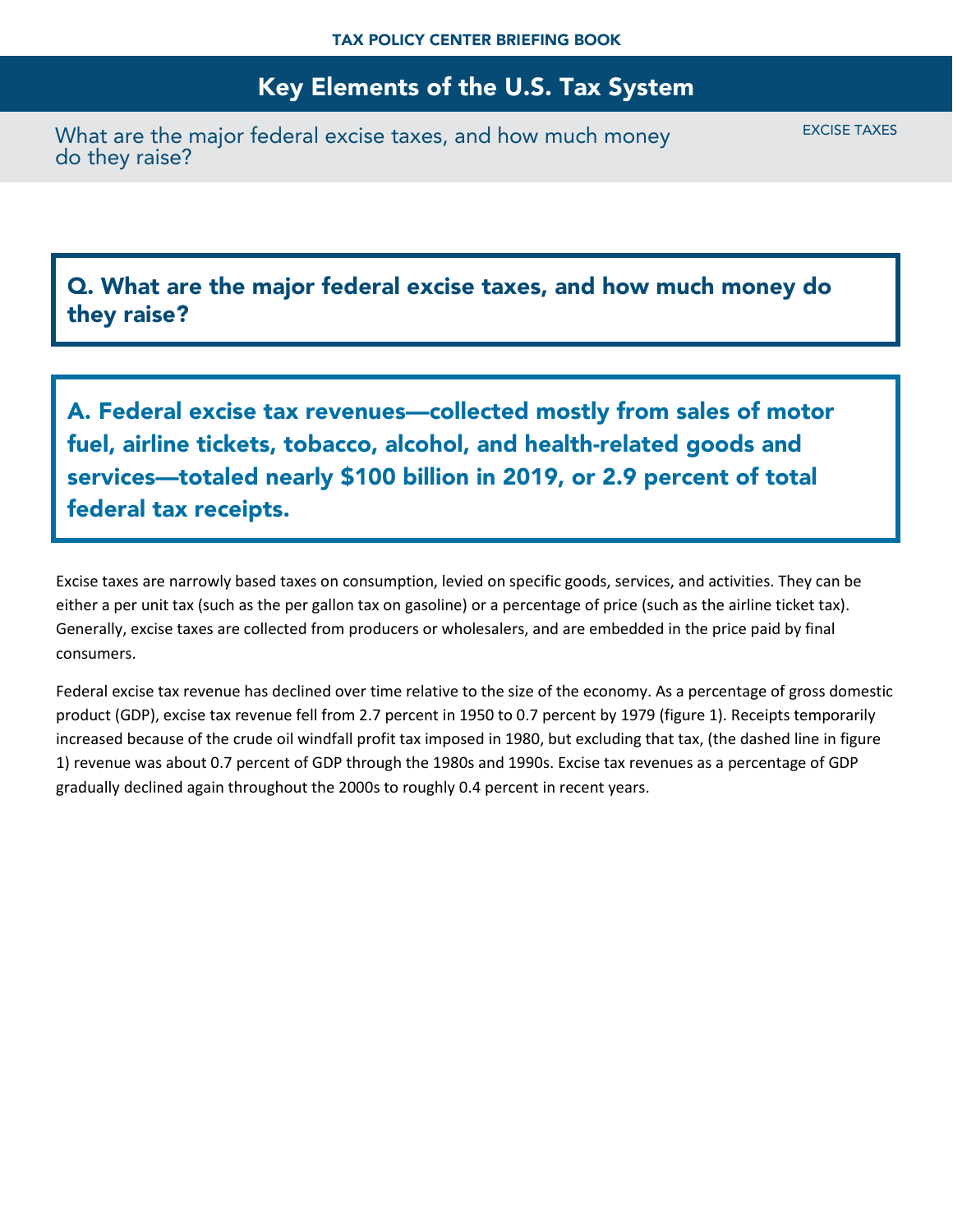TAX POLICY CENTER BRIEFING BOOK

# Key Elements of the U.S. Tax System

What are the major federal excise taxes, and how much money do they raise?

EXCISE TAXES

## Q. What are the major federal excise taxes, and how much money do they raise?

## A. Federal excise tax revenues—collected mostly from sales of motor fuel, airline tickets, tobacco, alcohol, and health-related goods and services—totaled nearly $100 billion in 2019, or 2.9 percent of total federal tax receipts.

Excise taxes are narrowly based taxes on consumption, levied on specific goods, services, and activities. They can be either a per unit tax (such as the per gallon tax on gasoline) or a percentage of price (such as the airline ticket tax). Generally, excise taxes are collected from producers or wholesalers, and are embedded in the price paid by final consumers.

Federal excise tax revenue has declined over time relative to the size of the economy. As a percentage of gross domestic product (GDP), excise tax revenue fell from 2.7 percent in 1950 to 0.7 percent by 1979 (figure 1). Receipts temporarily increased because of the crude oil windfall profit tax imposed in 1980, but excluding that tax, (the dashed line in figure 1) revenue was about 0.7 percent of GDP through the 1980s and 1990s. Excise tax revenues as a percentage of GDP gradually declined again throughout the 2000s to roughly 0.4 percent in recent years.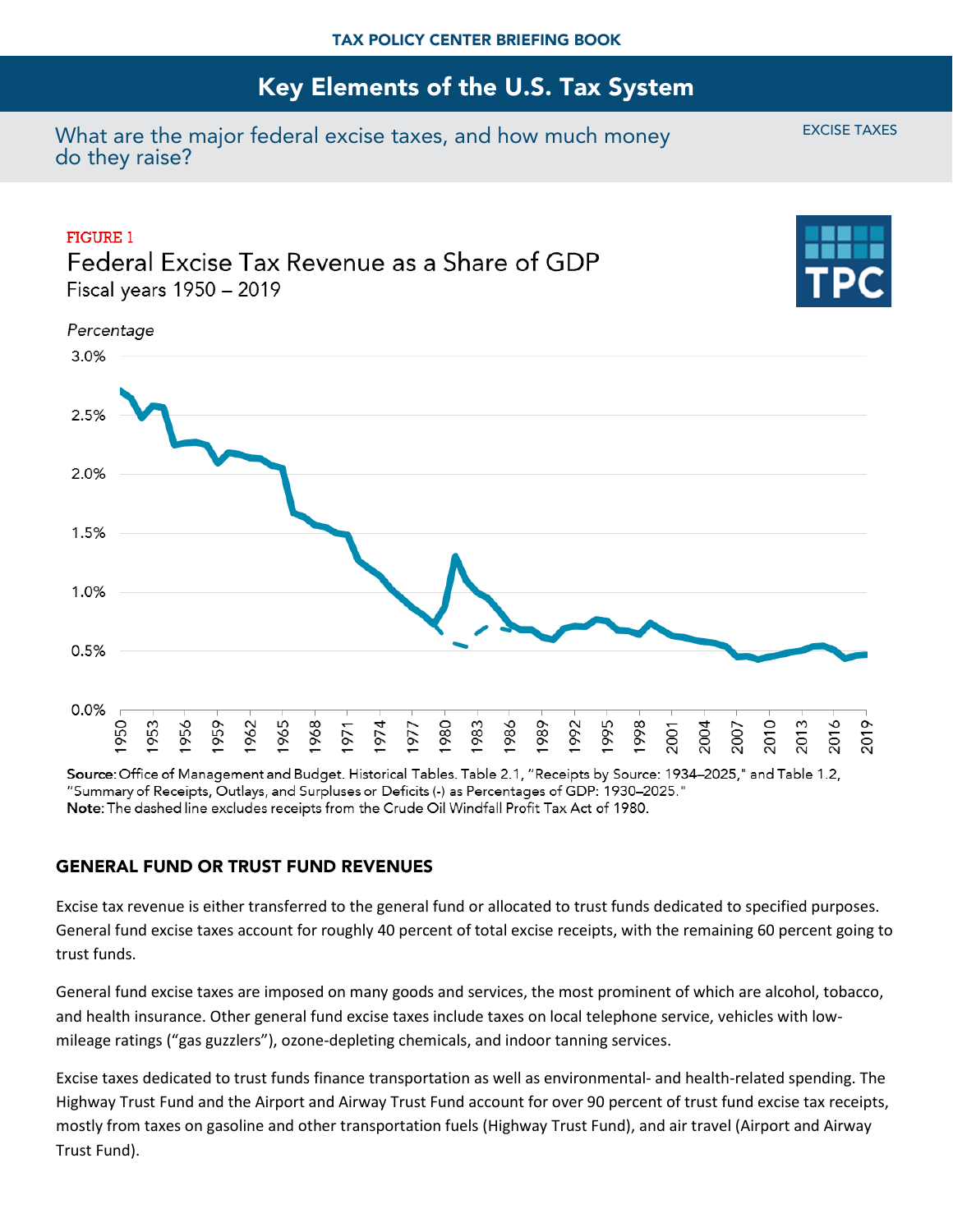TAX POLICY CENTER BRIEFING BOOK

# Key Elements of the U.S. Tax System

## What are the major federal excise taxes, and how much money do they raise?

EXCISE TAXES

FIGURE 1

Federal Excise Tax Revenue as a Share of GDP

Fiscal years 1950 – 2019

**Source:** Office of Management and Budget. Historical Tables. Table 2.1, "Receipts by Source: 1934–2025," and Table 1.2, "Summary of Receipts, Outlays, and Surpluses or Deficits (-) as Percentages of GDP: 1930–2025."
**Note:** The dashed line excludes receipts from the Crude Oil Windfall Profit Tax Act of 1980.

### GENERAL FUND OR TRUST FUND REVENUES

Excise tax revenue is either transferred to the general fund or allocated to trust funds dedicated to specified purposes. General fund excise taxes account for roughly 40 percent of total excise receipts, with the remaining 60 percent going to trust funds.

General fund excise taxes are imposed on many goods and services, the most prominent of which are alcohol, tobacco, and health insurance. Other general fund excise taxes include taxes on local telephone service, vehicles with low-mileage ratings ("gas guzzlers"), ozone-depleting chemicals, and indoor tanning services.

Excise taxes dedicated to trust funds finance transportation as well as environmental- and health-related spending. The Highway Trust Fund and the Airport and Airway Trust Fund account for over 90 percent of trust fund excise tax receipts, mostly from taxes on gasoline and other transportation fuels (Highway Trust Fund), and air travel (Airport and Airway Trust Fund).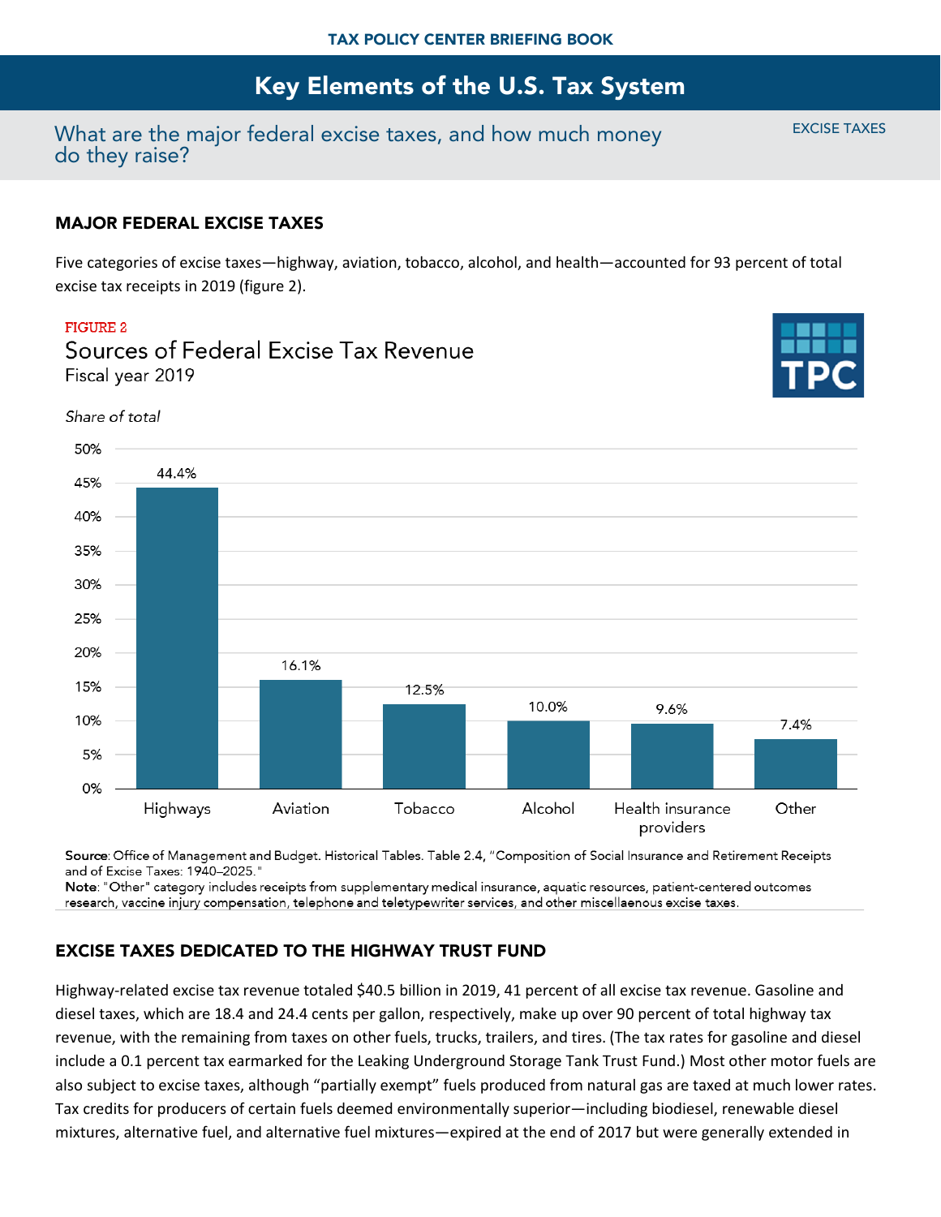TAX POLICY CENTER BRIEFING BOOK

# Key Elements of the U.S. Tax System

## What are the major federal excise taxes, and how much money do they raise?

EXCISE TAXES

### MAJOR FEDERAL EXCISE TAXES

Five categories of excise taxes—highway, aviation, tobacco, alcohol, and health—accounted for 93 percent of total excise tax receipts in 2019 (figure 2).

FIGURE 2

Sources of Federal Excise Tax Revenue

Fiscal year 2019

*Share of total*

| Category | Share of total |
|---|---|
| Highways | 44.4% |
| Aviation | 16.1% |
| Tobacco | 12.5% |
| Alcohol | 10.0% |
| Health insurance providers | 9.6% |
| Other | 7.4% |

**Source**: Office of Management and Budget. Historical Tables. Table 2.4, "Composition of Social Insurance and Retirement Receipts and of Excise Taxes: 1940–2025."

**Note**: "Other" category includes receipts from supplementary medical insurance, aquatic resources, patient-centered outcomes research, vaccine injury compensation, telephone and teletypewriter services, and other miscellaneous excise taxes.

### EXCISE TAXES DEDICATED TO THE HIGHWAY TRUST FUND

Highway-related excise tax revenue totaled $40.5 billion in 2019, 41 percent of all excise tax revenue. Gasoline and diesel taxes, which are 18.4 and 24.4 cents per gallon, respectively, make up over 90 percent of total highway tax revenue, with the remaining from taxes on other fuels, trucks, trailers, and tires. (The tax rates for gasoline and diesel include a 0.1 percent tax earmarked for the Leaking Underground Storage Tank Trust Fund.) Most other motor fuels are also subject to excise taxes, although "partially exempt" fuels produced from natural gas are taxed at much lower rates. Tax credits for producers of certain fuels deemed environmentally superior—including biodiesel, renewable diesel mixtures, alternative fuel, and alternative fuel mixtures—expired at the end of 2017 but were generally extended in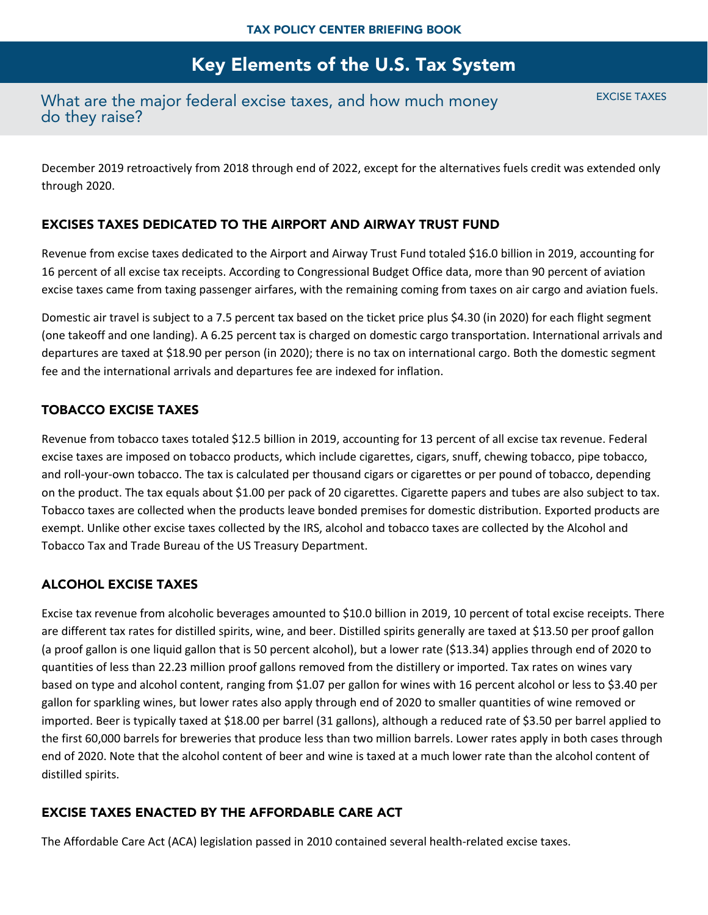December 2019 retroactively from 2018 through end of 2022, except for the alternatives fuels credit was extended only through 2020.

## EXCISES TAXES DEDICATED TO THE AIRPORT AND AIRWAY TRUST FUND

Revenue from excise taxes dedicated to the Airport and Airway Trust Fund totaled $16.0 billion in 2019, accounting for 16 percent of all excise tax receipts. According to Congressional Budget Office data, more than 90 percent of aviation excise taxes came from taxing passenger airfares, with the remaining coming from taxes on air cargo and aviation fuels.

Domestic air travel is subject to a 7.5 percent tax based on the ticket price plus $4.30 (in 2020) for each flight segment (one takeoff and one landing). A 6.25 percent tax is charged on domestic cargo transportation. International arrivals and departures are taxed at $18.90 per person (in 2020); there is no tax on international cargo. Both the domestic segment fee and the international arrivals and departures fee are indexed for inflation.

## TOBACCO EXCISE TAXES

Revenue from tobacco taxes totaled $12.5 billion in 2019, accounting for 13 percent of all excise tax revenue. Federal excise taxes are imposed on tobacco products, which include cigarettes, cigars, snuff, chewing tobacco, pipe tobacco, and roll-your-own tobacco. The tax is calculated per thousand cigars or cigarettes or per pound of tobacco, depending on the product. The tax equals about $1.00 per pack of 20 cigarettes. Cigarette papers and tubes are also subject to tax. Tobacco taxes are collected when the products leave bonded premises for domestic distribution. Exported products are exempt. Unlike other excise taxes collected by the IRS, alcohol and tobacco taxes are collected by the Alcohol and Tobacco Tax and Trade Bureau of the US Treasury Department.

## ALCOHOL EXCISE TAXES

Excise tax revenue from alcoholic beverages amounted to $10.0 billion in 2019, 10 percent of total excise receipts. There are different tax rates for distilled spirits, wine, and beer. Distilled spirits generally are taxed at $13.50 per proof gallon (a proof gallon is one liquid gallon that is 50 percent alcohol), but a lower rate ($13.34) applies through end of 2020 to quantities of less than 22.23 million proof gallons removed from the distillery or imported. Tax rates on wines vary based on type and alcohol content, ranging from $1.07 per gallon for wines with 16 percent alcohol or less to $3.40 per gallon for sparkling wines, but lower rates also apply through end of 2020 to smaller quantities of wine removed or imported. Beer is typically taxed at $18.00 per barrel (31 gallons), although a reduced rate of $3.50 per barrel applied to the first 60,000 barrels for breweries that produce less than two million barrels. Lower rates apply in both cases through end of 2020. Note that the alcohol content of beer and wine is taxed at a much lower rate than the alcohol content of distilled spirits.

## EXCISE TAXES ENACTED BY THE AFFORDABLE CARE ACT

The Affordable Care Act (ACA) legislation passed in 2010 contained several health-related excise taxes.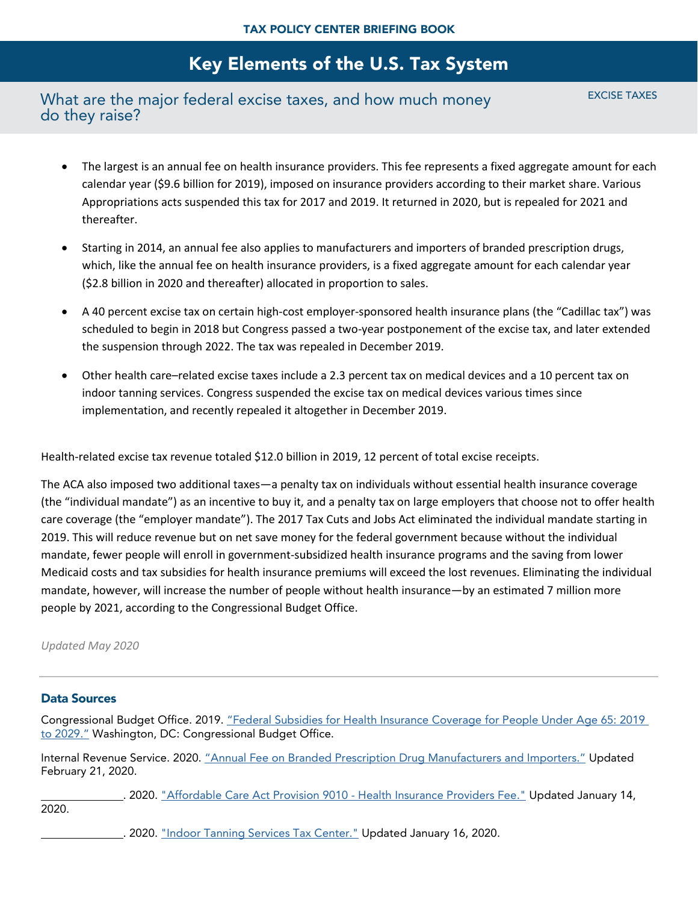- The largest is an annual fee on health insurance providers. This fee represents a fixed aggregate amount for each calendar year ($9.6 billion for 2019), imposed on insurance providers according to their market share. Various Appropriations acts suspended this tax for 2017 and 2019. It returned in 2020, but is repealed for 2021 and thereafter.

- Starting in 2014, an annual fee also applies to manufacturers and importers of branded prescription drugs, which, like the annual fee on health insurance providers, is a fixed aggregate amount for each calendar year ($2.8 billion in 2020 and thereafter) allocated in proportion to sales.

- A 40 percent excise tax on certain high-cost employer-sponsored health insurance plans (the "Cadillac tax") was scheduled to begin in 2018 but Congress passed a two-year postponement of the excise tax, and later extended the suspension through 2022. The tax was repealed in December 2019.

- Other health care–related excise taxes include a 2.3 percent tax on medical devices and a 10 percent tax on indoor tanning services. Congress suspended the excise tax on medical devices various times since implementation, and recently repealed it altogether in December 2019.

Health-related excise tax revenue totaled $12.0 billion in 2019, 12 percent of total excise receipts.

The ACA also imposed two additional taxes—a penalty tax on individuals without essential health insurance coverage (the "individual mandate") as an incentive to buy it, and a penalty tax on large employers that choose not to offer health care coverage (the "employer mandate"). The 2017 Tax Cuts and Jobs Act eliminated the individual mandate starting in 2019. This will reduce revenue but on net save money for the federal government because without the individual mandate, fewer people will enroll in government-subsidized health insurance programs and the saving from lower Medicaid costs and tax subsidies for health insurance premiums will exceed the lost revenues. Eliminating the individual mandate, however, will increase the number of people without health insurance—by an estimated 7 million more people by 2021, according to the Congressional Budget Office.

*Updated May 2020*

---

### Data Sources

Congressional Budget Office. 2019. "Federal Subsidies for Health Insurance Coverage for People Under Age 65: 2019 to 2029." Washington, DC: Congressional Budget Office.

Internal Revenue Service. 2020. "Annual Fee on Branded Prescription Drug Manufacturers and Importers." Updated February 21, 2020.

______________. 2020. "Affordable Care Act Provision 9010 - Health Insurance Providers Fee." Updated January 14, 2020.

______________. 2020. "Indoor Tanning Services Tax Center." Updated January 16, 2020.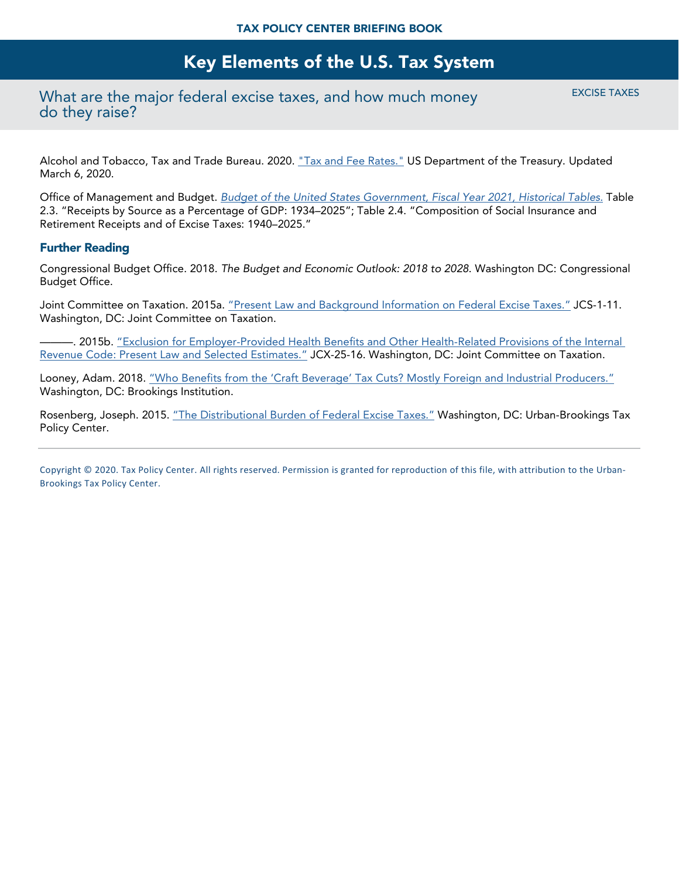Alcohol and Tobacco, Tax and Trade Bureau. 2020. "Tax and Fee Rates." US Department of the Treasury. Updated March 6, 2020.

Office of Management and Budget. *Budget of the United States Government, Fiscal Year 2021, Historical Tables.* Table 2.3. "Receipts by Source as a Percentage of GDP: 1934–2025"; Table 2.4. "Composition of Social Insurance and Retirement Receipts and of Excise Taxes: 1940–2025."

### Further Reading

Congressional Budget Office. 2018. *The Budget and Economic Outlook: 2018 to 2028.* Washington DC: Congressional Budget Office.

Joint Committee on Taxation. 2015a. "Present Law and Background Information on Federal Excise Taxes." JCS-1-11. Washington, DC: Joint Committee on Taxation.

———. 2015b. "Exclusion for Employer-Provided Health Benefits and Other Health-Related Provisions of the Internal Revenue Code: Present Law and Selected Estimates." JCX-25-16. Washington, DC: Joint Committee on Taxation.

Looney, Adam. 2018. "Who Benefits from the 'Craft Beverage' Tax Cuts? Mostly Foreign and Industrial Producers." Washington, DC: Brookings Institution.

Rosenberg, Joseph. 2015. "The Distributional Burden of Federal Excise Taxes." Washington, DC: Urban-Brookings Tax Policy Center.

---

Copyright © 2020. Tax Policy Center. All rights reserved. Permission is granted for reproduction of this file, with attribution to the Urban-Brookings Tax Policy Center.